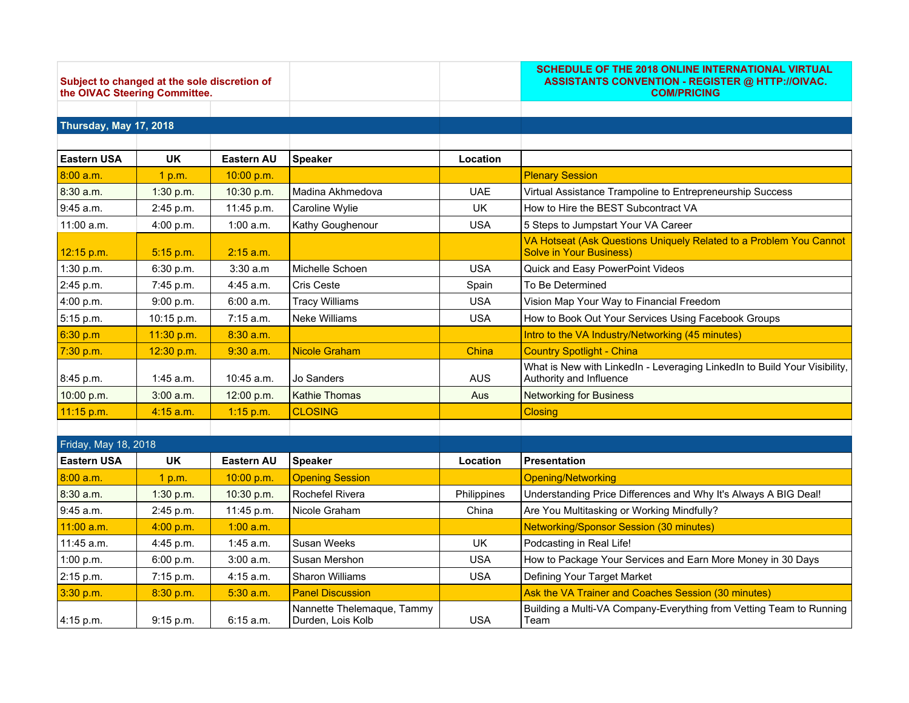Subject to changed at the sole discretion of the OIVAC Steering Committee.

**SCHEDULE OF THE 2018 ONLINE INTERNATIONAL VIRTUAL ASSISTANTS CONVENTION - REGISTER @ HTTP://OIVAC.COM/PRICING**

**Thursday, May 17, 2018**

| Eastern USA | UK | Eastern AU | Speaker | Location | |
|---|---|---|---|---|---|
| 8:00 a.m. | 1 p.m. | 10:00 p.m. | | | Plenary Session |
| 8:30 a.m. | 1:30 p.m. | 10:30 p.m. | Madina Akhmedova | UAE | Virtual Assistance Trampoline to Entrepreneurship Success |
| 9:45 a.m. | 2:45 p.m. | 11:45 p.m. | Caroline Wylie | UK | How to Hire the BEST Subcontract VA |
| 11:00 a.m. | 4:00 p.m. | 1:00 a.m. | Kathy Goughenour | USA | 5 Steps to Jumpstart Your VA Career |
| 12:15 p.m. | 5:15 p.m. | 2:15 a.m. | | | VA Hotseat (Ask Questions Uniquely Related to a Problem You Cannot Solve in Your Business) |
| 1:30 p.m. | 6:30 p.m. | 3:30 a.m | Michelle Schoen | USA | Quick and Easy PowerPoint Videos |
| 2:45 p.m. | 7:45 p.m. | 4:45 a.m. | Cris Ceste | Spain | To Be Determined |
| 4:00 p.m. | 9:00 p.m. | 6:00 a.m. | Tracy Williams | USA | Vision Map Your Way to Financial Freedom |
| 5:15 p.m. | 10:15 p.m. | 7:15 a.m. | Neke Williams | USA | How to Book Out Your Services Using Facebook Groups |
| 6:30 p.m | 11:30 p.m. | 8:30 a.m. | | | Intro to the VA Industry/Networking (45 minutes) |
| 7:30 p.m. | 12:30 p.m. | 9:30 a.m. | Nicole Graham | China | Country Spotlight - China |
| 8:45 p.m. | 1:45 a.m. | 10:45 a.m. | Jo Sanders | AUS | What is New with LinkedIn - Leveraging LinkedIn to Build Your Visibility, Authority and Influence |
| 10:00 p.m. | 3:00 a.m. | 12:00 p.m. | Kathie Thomas | Aus | Networking for Business |
| 11:15 p.m. | 4:15 a.m. | 1:15 p.m. | CLOSING | | Closing |

**Friday, May 18, 2018**

| Eastern USA | UK | Eastern AU | Speaker | Location | Presentation |
|---|---|---|---|---|---|
| 8:00 a.m. | 1 p.m. | 10:00 p.m. | Opening Session | | Opening/Networking |
| 8:30 a.m. | 1:30 p.m. | 10:30 p.m. | Rochefel Rivera | Philippines | Understanding Price Differences and Why It's Always A BIG Deal! |
| 9:45 a.m. | 2:45 p.m. | 11:45 p.m. | Nicole Graham | China | Are You Multitasking or Working Mindfully? |
| 11:00 a.m. | 4:00 p.m. | 1:00 a.m. | | | Networking/Sponsor Session (30 minutes) |
| 11:45 a.m. | 4:45 p.m. | 1:45 a.m. | Susan Weeks | UK | Podcasting in Real Life! |
| 1:00 p.m. | 6:00 p.m. | 3:00 a.m. | Susan Mershon | USA | How to Package Your Services and Earn More Money in 30 Days |
| 2:15 p.m. | 7:15 p.m. | 4:15 a.m. | Sharon Williams | USA | Defining Your Target Market |
| 3:30 p.m. | 8:30 p.m. | 5:30 a.m. | Panel Discussion | | Ask the VA Trainer and Coaches Session (30 minutes) |
| 4:15 p.m. | 9:15 p.m. | 6:15 a.m. | Nannette Thelemaque, Tammy Durden, Lois Kolb | USA | Building a Multi-VA Company-Everything from Vetting Team to Running Team |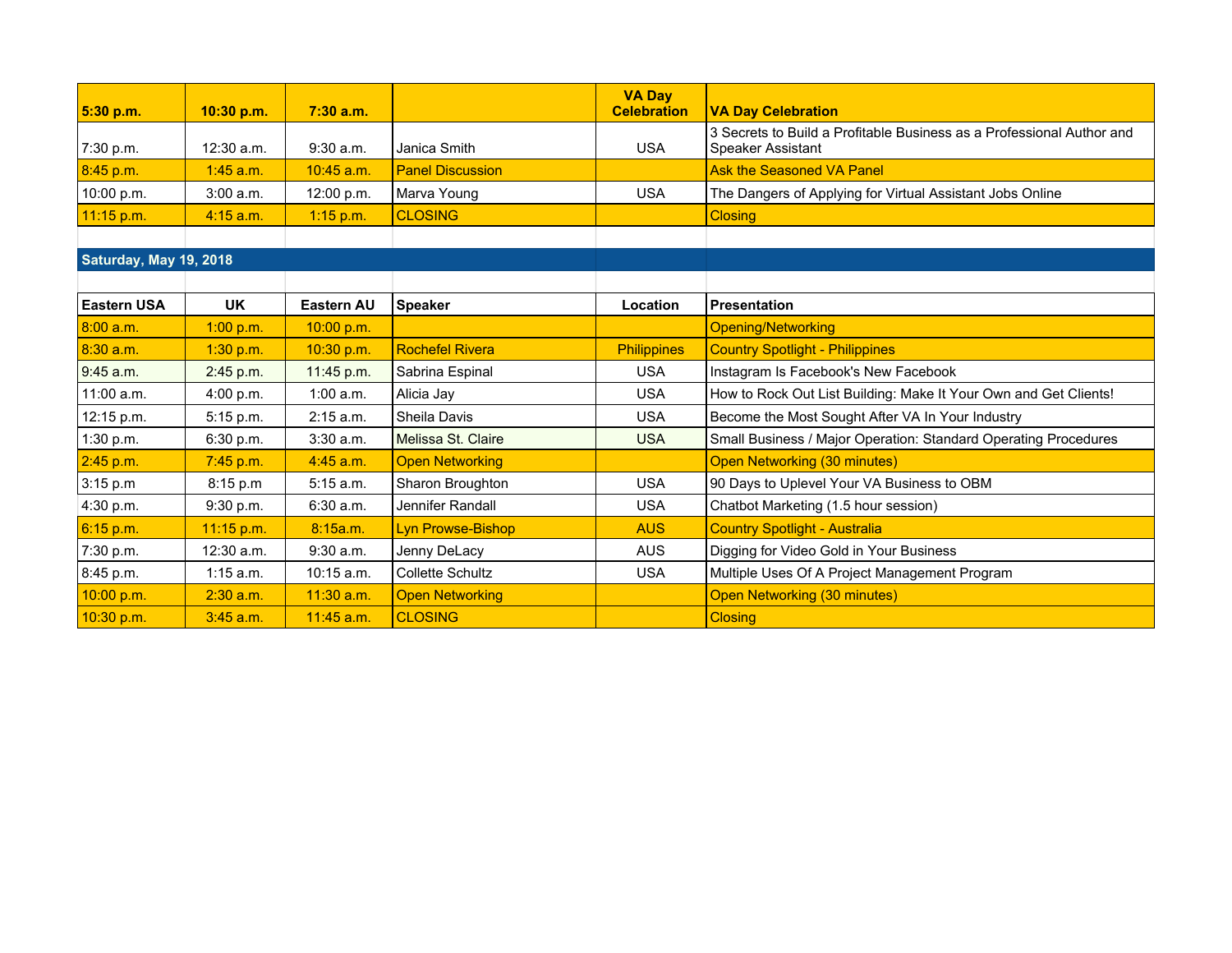| 5:30 p.m. | 10:30 p.m. | 7:30 a.m. | | VA Day Celebration | VA Day Celebration |
| --- | --- | --- | --- | --- | --- |
| 7:30 p.m. | 12:30 a.m. | 9:30 a.m. | Janica Smith | USA | 3 Secrets to Build a Profitable Business as a Professional Author and Speaker Assistant |
| 8:45 p.m. | 1:45 a.m. | 10:45 a.m. | Panel Discussion | | Ask the Seasoned VA Panel |
| 10:00 p.m. | 3:00 a.m. | 12:00 p.m. | Marva Young | USA | The Dangers of Applying for Virtual Assistant Jobs Online |
| 11:15 p.m. | 4:15 a.m. | 1:15 p.m. | CLOSING | | Closing |

## Saturday, May 19, 2018

| Eastern USA | UK | Eastern AU | Speaker | Location | Presentation |
| --- | --- | --- | --- | --- | --- |
| 8:00 a.m. | 1:00 p.m. | 10:00 p.m. | | | Opening/Networking |
| 8:30 a.m. | 1:30 p.m. | 10:30 p.m. | Rochefel Rivera | Philippines | Country Spotlight - Philippines |
| 9:45 a.m. | 2:45 p.m. | 11:45 p.m. | Sabrina Espinal | USA | Instagram Is Facebook's New Facebook |
| 11:00 a.m. | 4:00 p.m. | 1:00 a.m. | Alicia Jay | USA | How to Rock Out List Building: Make It Your Own and Get Clients! |
| 12:15 p.m. | 5:15 p.m. | 2:15 a.m. | Sheila Davis | USA | Become the Most Sought After VA In Your Industry |
| 1:30 p.m. | 6:30 p.m. | 3:30 a.m. | Melissa St. Claire | USA | Small Business / Major Operation: Standard Operating Procedures |
| 2:45 p.m. | 7:45 p.m. | 4:45 a.m. | Open Networking | | Open Networking (30 minutes) |
| 3:15 p.m | 8:15 p.m | 5:15 a.m. | Sharon Broughton | USA | 90 Days to Uplevel Your VA Business to OBM |
| 4:30 p.m. | 9:30 p.m. | 6:30 a.m. | Jennifer Randall | USA | Chatbot Marketing (1.5 hour session) |
| 6:15 p.m. | 11:15 p.m. | 8:15a.m. | Lyn Prowse-Bishop | AUS | Country Spotlight - Australia |
| 7:30 p.m. | 12:30 a.m. | 9:30 a.m. | Jenny DeLacy | AUS | Digging for Video Gold in Your Business |
| 8:45 p.m. | 1:15 a.m. | 10:15 a.m. | Collette Schultz | USA | Multiple Uses Of A Project Management Program |
| 10:00 p.m. | 2:30 a.m. | 11:30 a.m. | Open Networking | | Open Networking (30 minutes) |
| 10:30 p.m. | 3:45 a.m. | 11:45 a.m. | CLOSING | | Closing |